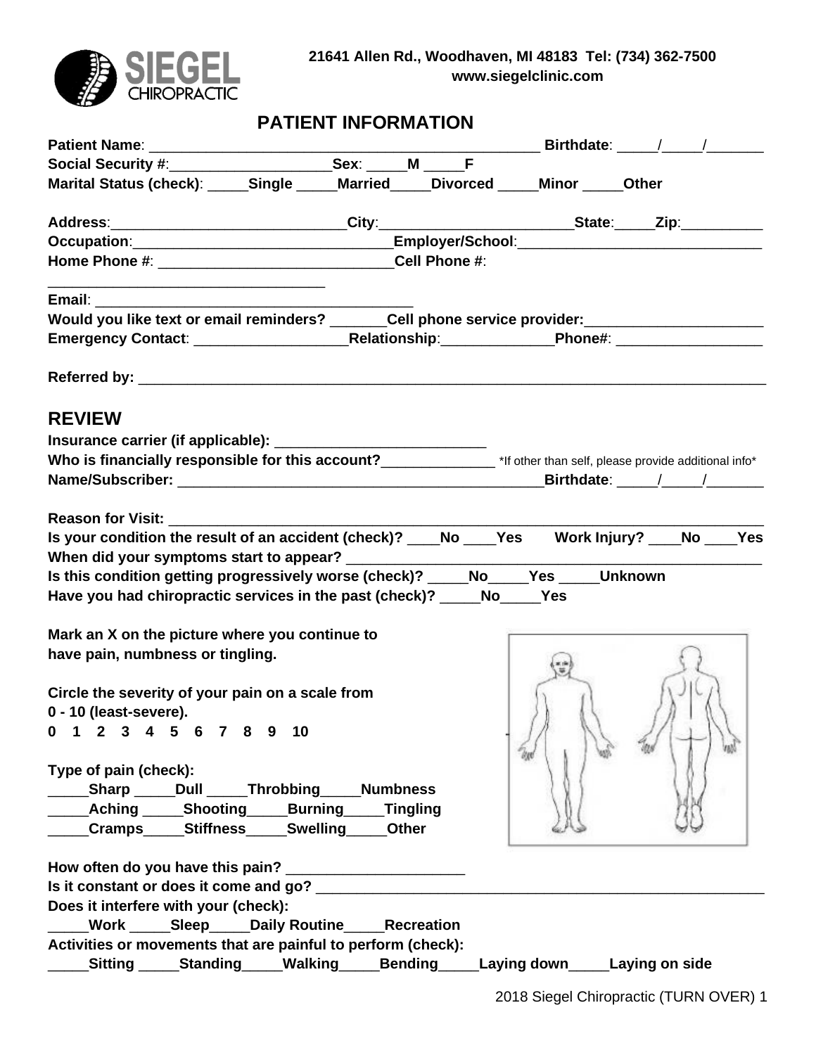**SIEGEL CHIROPRACTIC**

**21641 Allen Rd., Woodhaven, MI 48183 Tel: (734) 362-7500**
**www.siegelclinic.com**

## PATIENT INFORMATION

**Patient Name**: __________________________________________________ **Birthdate**: _____/_____/_______
**Social Security #**:____________________**Sex**: _____**M** _____**F**
**Marital Status (check)**: _____**Single** _____**Married**_____**Divorced** _____**Minor** _____**Other**

**Address**:_____________________________**City**:________________________**State**:_____**Zip**:__________
**Occupation**:________________________________**Employer/School**:______________________________
**Home Phone #**: _____________________________**Cell Phone #**: ___________________________________
**Email**: _____________________________________________
**Would you like text or email reminders?** _______**Cell phone service provider:**______________________
**Emergency Contact**: ___________________**Relationship**:______________**Phone#**: __________________

**Referred by:** ________________________________________________________________________________

## REVIEW

**Insurance carrier (if applicable):** ___________________________
**Who is financially responsible for this account?**______________ *If other than self, please provide additional info*
**Name/Subscriber:** _______________________________________________**Birthdate**: _____/_____/_______

**Reason for Visit:** ____________________________________________________________________________
**Is your condition the result of an accident (check)?** ____**No** ____**Yes** **Work Injury?** ____**No** ____**Yes**
**When did your symptoms start to appear?** _____________________________________________________
**Is this condition getting progressively worse (check)?** _____**No**_____**Yes** _____**Unknown**
**Have you had chiropractic services in the past (check)?** _____**No**_____**Yes**

**Mark an X on the picture where you continue to have pain, numbness or tingling.**

**Circle the severity of your pain on a scale from 0 - 10 (least-severe).**
**0 1 2 3 4 5 6 7 8 9 10**

**Type of pain (check):**
_____**Sharp** _____**Dull** _____**Throbbing**_____**Numbness**
_____**Aching** _____**Shooting**_____**Burning**_____**Tingling**
_____**Cramps**_____**Stiffness**_____**Swelling**_____**Other**

**How often do you have this pain?** ______________________
**Is it constant or does it come and go?** ________________________________________________________
**Does it interfere with your (check):**
_____**Work** _____**Sleep**_____**Daily Routine**_____**Recreation**
**Activities or movements that are painful to perform (check):**
_____**Sitting** _____**Standing**_____**Walking**_____**Bending**_____**Laying down**_____**Laying on side**

2018 Siegel Chiropractic (TURN OVER)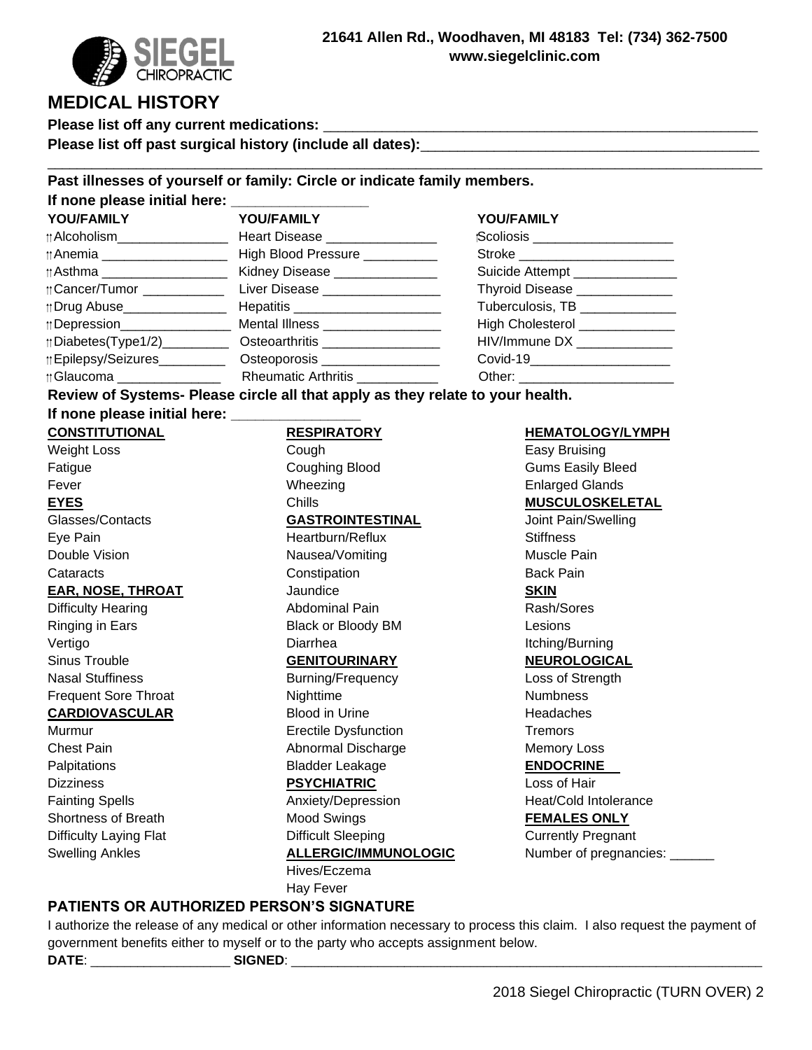SIEGEL CHIROPRACTIC

**21641 Allen Rd., Woodhaven, MI 48183 Tel: (734) 362-7500**
**www.siegelclinic.com**

## MEDICAL HISTORY

**Please list off any current medications:** ____________________________________________

**Please list off past surgical history (include all dates):** ____________________________________________

______________________________________________________________________________________

**Past illnesses of yourself or family: Circle or indicate family members.**

**If none please initial here:** ________________

| YOU/FAMILY | YOU/FAMILY | YOU/FAMILY |
|---|---|---|
| Alcoholism_______________ | Heart Disease _______________ | Scoliosis ___________________ |
| Anemia _________________ | High Blood Pressure __________ | Stroke _____________________ |
| Asthma _________________ | Kidney Disease ______________ | Suicide Attempt ______________ |
| Cancer/Tumor ___________ | Liver Disease ________________ | Thyroid Disease _____________ |
| Drug Abuse______________ | Hepatitis ____________________ | Tuberculosis, TB _____________ |
| Depression_______________ | Mental Illness ________________ | High Cholesterol _____________ |
| Diabetes(Type1/2)_________ | Osteoarthritis ________________ | HIV/Immune DX _____________ |
| Epilepsy/Seizures_________ | Osteoporosis ________________ | Covid-19___________________ |
| Glaucoma ______________ | Rheumatic Arthritis ___________ | Other: _____________________ |

**Review of Systems- Please circle all that apply as they relate to your health.**

**If none please initial here:** ________________

**CONSTITUTIONAL**
Weight Loss
Fatigue
Fever

**EYES**
Glasses/Contacts
Eye Pain
Double Vision
Cataracts

**EAR, NOSE, THROAT**
Difficulty Hearing
Ringing in Ears
Vertigo
Sinus Trouble
Nasal Stuffiness
Frequent Sore Throat

**CARDIOVASCULAR**
Murmur
Chest Pain
Palpitations
Dizziness
Fainting Spells
Shortness of Breath
Difficulty Laying Flat
Swelling Ankles

**RESPIRATORY**
Cough
Coughing Blood
Wheezing
Chills

**GASTROINTESTINAL**
Heartburn/Reflux
Nausea/Vomiting
Constipation
Jaundice
Abdominal Pain
Black or Bloody BM
Diarrhea

**GENITOURINARY**
Burning/Frequency
Nighttime
Blood in Urine
Erectile Dysfunction
Abnormal Discharge
Bladder Leakage

**PSYCHIATRIC**
Anxiety/Depression
Mood Swings
Difficult Sleeping

**ALLERGIC/IMMUNOLOGIC**
Hives/Eczema
Hay Fever

**HEMATOLOGY/LYMPH**
Easy Bruising
Gums Easily Bleed
Enlarged Glands

**MUSCULOSKELETAL**
Joint Pain/Swelling
Stiffness
Muscle Pain
Back Pain

**SKIN**
Rash/Sores
Lesions
Itching/Burning

**NEUROLOGICAL**
Loss of Strength
Numbness
Headaches
Tremors
Memory Loss

**ENDOCRINE**
Loss of Hair
Heat/Cold Intolerance

**FEMALES ONLY**
Currently Pregnant
Number of pregnancies: ______

### PATIENTS OR AUTHORIZED PERSON'S SIGNATURE

I authorize the release of any medical or other information necessary to process this claim. I also request the payment of government benefits either to myself or to the party who accepts assignment below.

**DATE**: ___________________ **SIGNED**: ____________________________________________

2018 Siegel Chiropractic (TURN OVER) 2